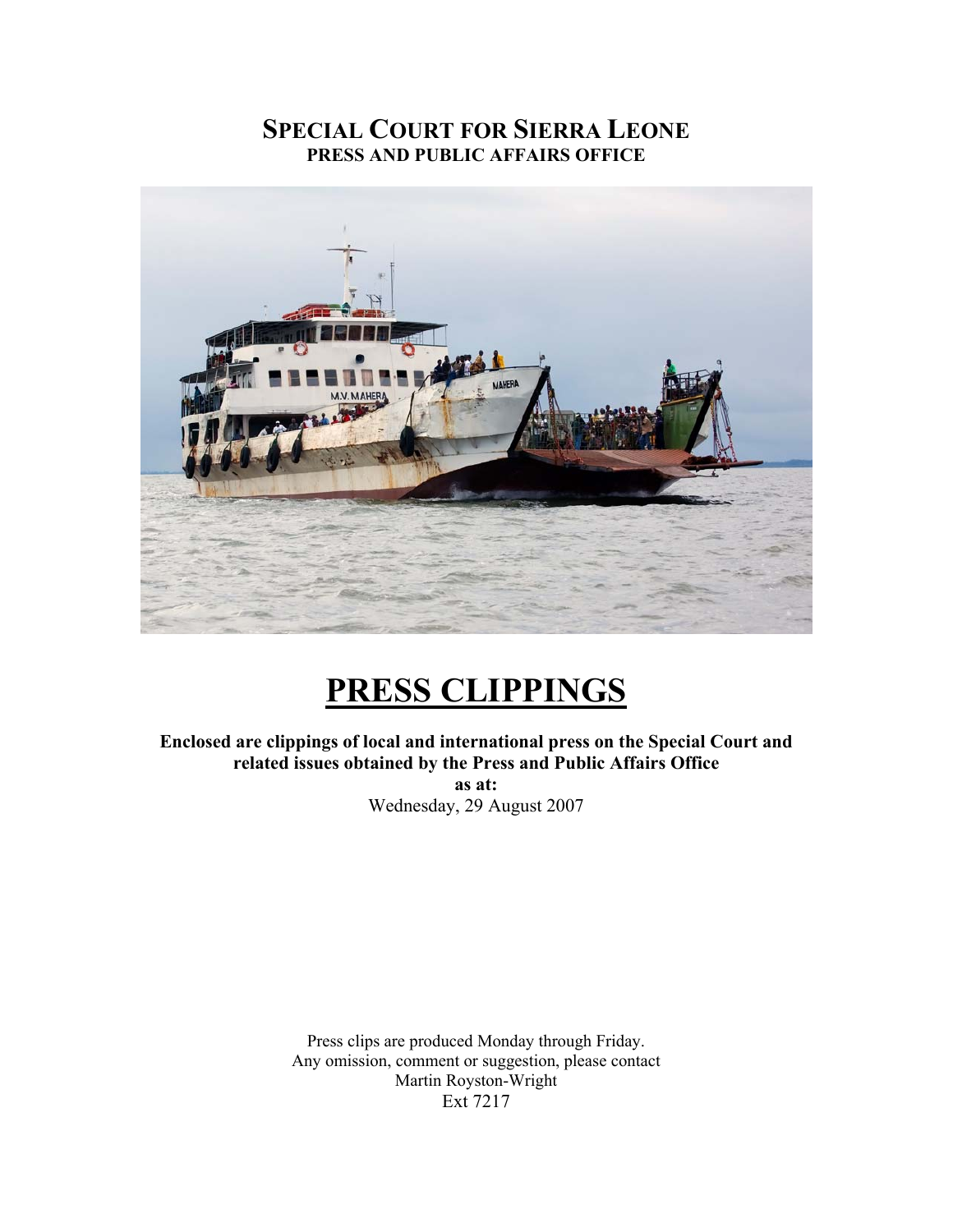# SPECIAL COURT FOR SIERRA LEONE
## PRESS AND PUBLIC AFFAIRS OFFICE

# PRESS CLIPPINGS

**Enclosed are clippings of local and international press on the Special Court and related issues obtained by the Press and Public Affairs Office**

**as at:**

Wednesday, 29 August 2007

Press clips are produced Monday through Friday.
Any omission, comment or suggestion, please contact
Martin Royston-Wright
Ext 7217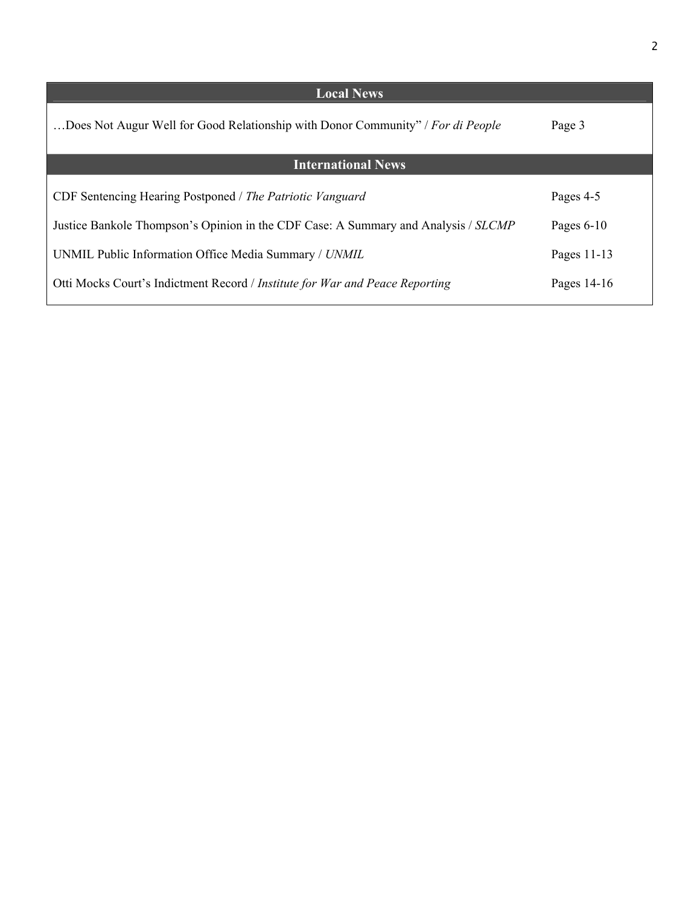| Local News | |
|---|---|
| …Does Not Augur Well for Good Relationship with Donor Community" / *For di People* | Page 3 |
| **International News** | |
| CDF Sentencing Hearing Postponed / *The Patriotic Vanguard* | Pages 4-5 |
| Justice Bankole Thompson's Opinion in the CDF Case: A Summary and Analysis / *SLCMP* | Pages 6-10 |
| UNMIL Public Information Office Media Summary / *UNMIL* | Pages 11-13 |
| Otti Mocks Court's Indictment Record / *Institute for War and Peace Reporting* | Pages 14-16 |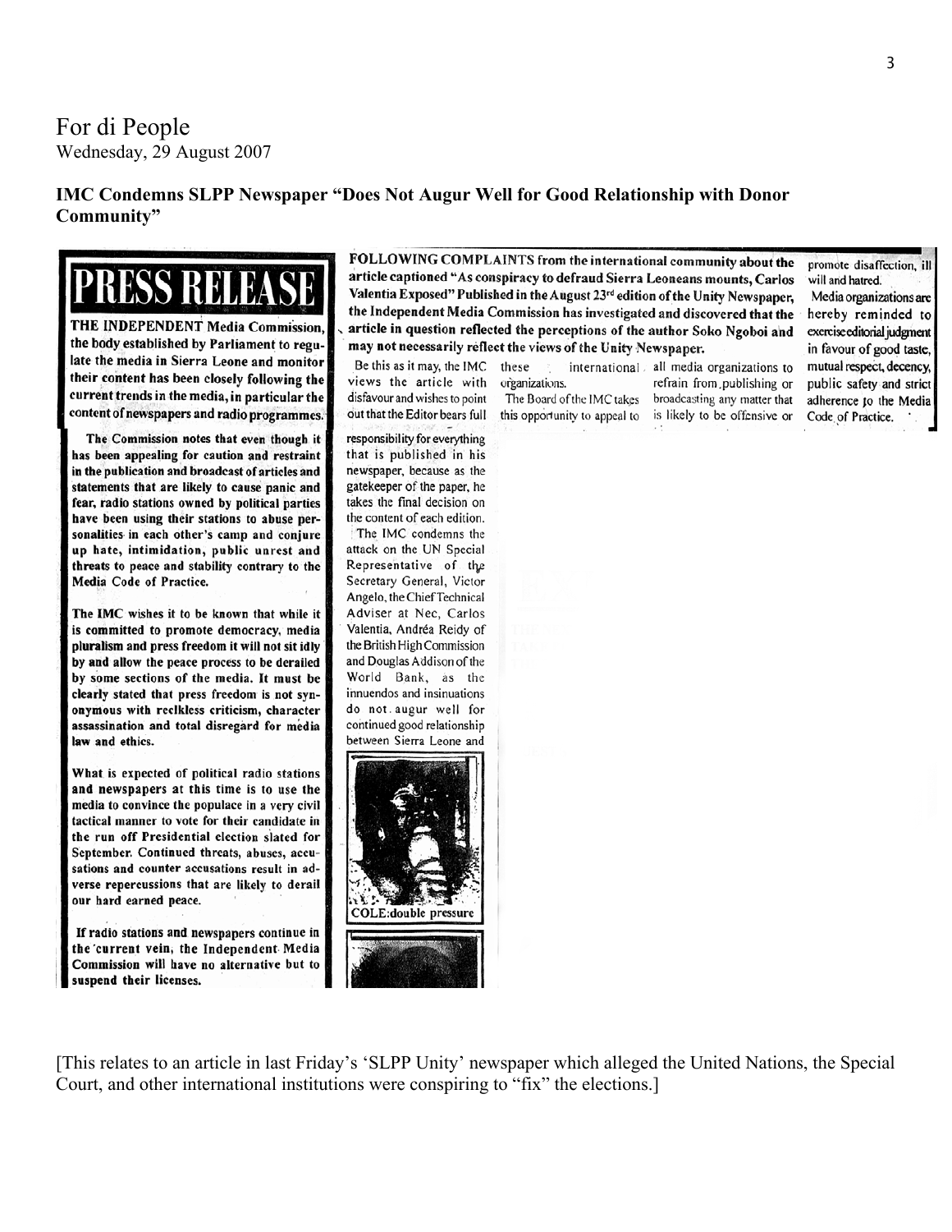# For di People

Wednesday, 29 August 2007

**IMC Condemns SLPP Newspaper "Does Not Augur Well for Good Relationship with Donor Community"**

## PRESS RELEASE

**THE INDEPENDENT Media Commission, the body established by Parliament to regulate the media in Sierra Leone and monitor their content has been closely following the current trends in the media, in particular the content of newspapers and radio programmes.**

**The Commission notes that even though it has been appealing for caution and restraint in the publication and broadcast of articles and statements that are likely to cause panic and fear, radio stations owned by political parties have been using their stations to abuse personalities in each other's camp and conjure up hate, intimidation, public unrest and threats to peace and stability contrary to the Media Code of Practice.**

**The IMC wishes it to be known that while it is committed to promote democracy, media pluralism and press freedom it will not sit idly by and allow the peace process to be derailed by some sections of the media. It must be clearly stated that press freedom is not synonymous with reclkless criticism, character assassination and total disregard for media law and ethics.**

**What is expected of political radio stations and newspapers at this time is to use the media to convince the populace in a very civil tactical manner to vote for their candidate in the run off Presidential election slated for September. Continued threats, abuses, accusations and counter accusations result in adverse repercussions that are likely to derail our hard earned peace.**

**If radio stations and newspapers continue in the current vein, the Independent Media Commission will have no alternative but to suspend their licenses.**

**FOLLOWING COMPLAINTS from the international community about the article captioned "As conspiracy to defraud Sierra Leoneans mounts, Carlos Valentia Exposed" Published in the August 23rd edition of the Unity Newspaper, the Independent Media Commission has investigated and discovered that the article in question reflected the perceptions of the author Soko Ngoboi and may not necessarily reflect the views of the Unity Newspaper.**

Be this as it may, the IMC views the article with disfavour and wishes to point out that the Editor bears full responsibility for everything that is published in his newspaper, because as the gatekeeper of the paper, he takes the final decision on the content of each edition.

The IMC condemns the attack on the UN Special Representative of the Secretary General, Victor Angelo, the Chief Technical Adviser at Nec, Carlos Valentia, Andréa Reidy of the British High Commission and Douglas Addison of the World Bank, as the innuendos and insinuations do not augur well for continued good relationship between Sierra Leone and these international organizations.

COLE:double pressure

The Board of the IMC takes this opportunity to appeal to all media organizations to refrain from publishing or broadcasting any matter that is likely to be offensive or promote disaffection, ill will and hatred.

Media organizations are hereby reminded to exercise editorial judgment in favour of good taste, mutual respect, decency, public safety and strict adherence to the Media Code of Practice.

[This relates to an article in last Friday's 'SLPP Unity' newspaper which alleged the United Nations, the Special Court, and other international institutions were conspiring to "fix" the elections.]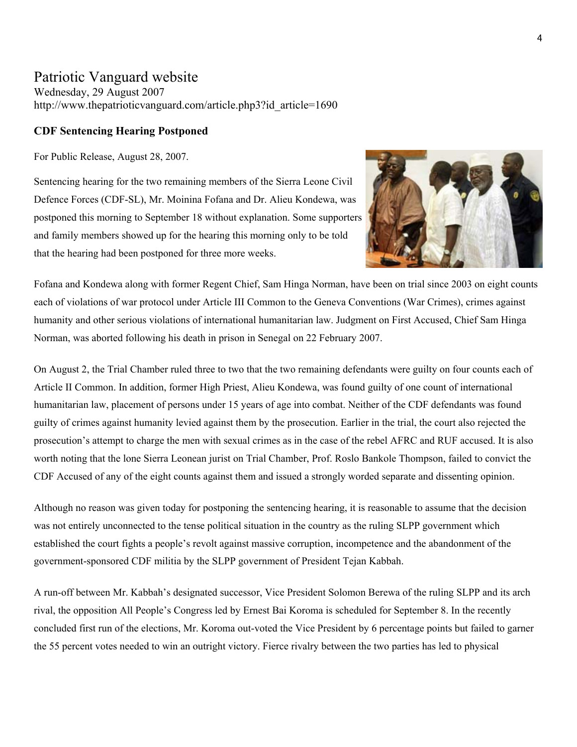# Patriotic Vanguard website

Wednesday, 29 August 2007

http://www.thepatrioticvanguard.com/article.php3?id_article=1690

**CDF Sentencing Hearing Postponed**

For Public Release, August 28, 2007.

Sentencing hearing for the two remaining members of the Sierra Leone Civil Defence Forces (CDF-SL), Mr. Moinina Fofana and Dr. Alieu Kondewa, was postponed this morning to September 18 without explanation. Some supporters and family members showed up for the hearing this morning only to be told that the hearing had been postponed for three more weeks.

Fofana and Kondewa along with former Regent Chief, Sam Hinga Norman, have been on trial since 2003 on eight counts each of violations of war protocol under Article III Common to the Geneva Conventions (War Crimes), crimes against humanity and other serious violations of international humanitarian law. Judgment on First Accused, Chief Sam Hinga Norman, was aborted following his death in prison in Senegal on 22 February 2007.

On August 2, the Trial Chamber ruled three to two that the two remaining defendants were guilty on four counts each of Article II Common. In addition, former High Priest, Alieu Kondewa, was found guilty of one count of international humanitarian law, placement of persons under 15 years of age into combat. Neither of the CDF defendants was found guilty of crimes against humanity levied against them by the prosecution. Earlier in the trial, the court also rejected the prosecution's attempt to charge the men with sexual crimes as in the case of the rebel AFRC and RUF accused. It is also worth noting that the lone Sierra Leonean jurist on Trial Chamber, Prof. Roslo Bankole Thompson, failed to convict the CDF Accused of any of the eight counts against them and issued a strongly worded separate and dissenting opinion.

Although no reason was given today for postponing the sentencing hearing, it is reasonable to assume that the decision was not entirely unconnected to the tense political situation in the country as the ruling SLPP government which established the court fights a people's revolt against massive corruption, incompetence and the abandonment of the government-sponsored CDF militia by the SLPP government of President Tejan Kabbah.

A run-off between Mr. Kabbah's designated successor, Vice President Solomon Berewa of the ruling SLPP and its arch rival, the opposition All People's Congress led by Ernest Bai Koroma is scheduled for September 8. In the recently concluded first run of the elections, Mr. Koroma out-voted the Vice President by 6 percentage points but failed to garner the 55 percent votes needed to win an outright victory. Fierce rivalry between the two parties has led to physical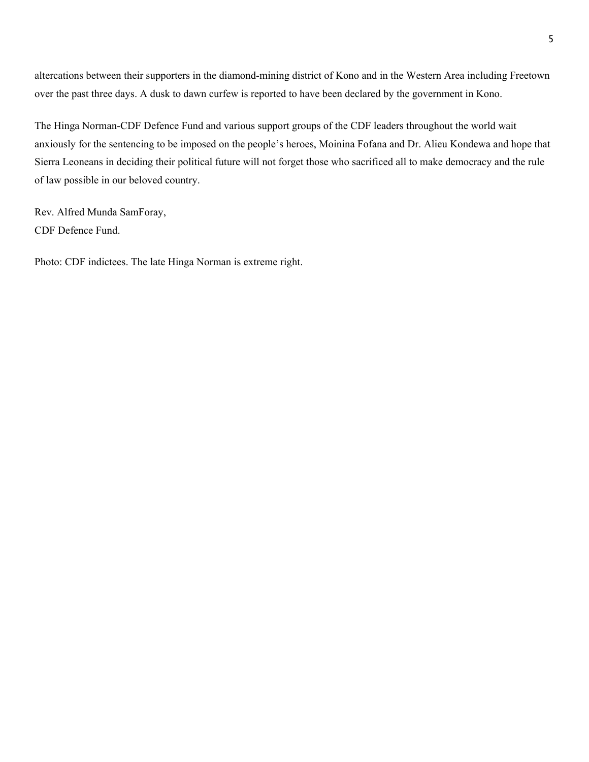altercations between their supporters in the diamond-mining district of Kono and in the Western Area including Freetown over the past three days. A dusk to dawn curfew is reported to have been declared by the government in Kono.

The Hinga Norman-CDF Defence Fund and various support groups of the CDF leaders throughout the world wait anxiously for the sentencing to be imposed on the people's heroes, Moinina Fofana and Dr. Alieu Kondewa and hope that Sierra Leoneans in deciding their political future will not forget those who sacrificed all to make democracy and the rule of law possible in our beloved country.

Rev. Alfred Munda SamForay,
CDF Defence Fund.

Photo: CDF indictees. The late Hinga Norman is extreme right.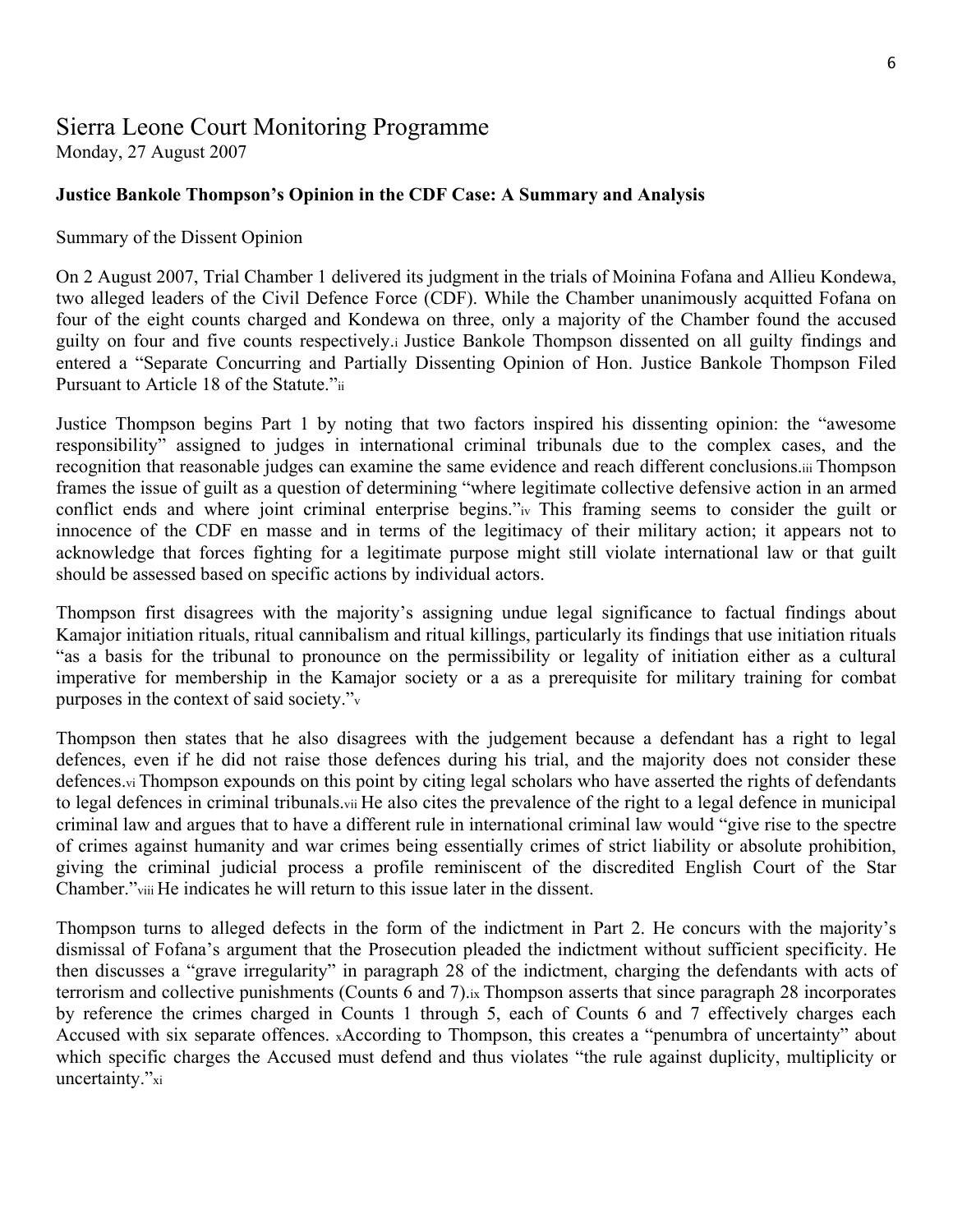# Sierra Leone Court Monitoring Programme

Monday, 27 August 2007

**Justice Bankole Thompson's Opinion in the CDF Case: A Summary and Analysis**

Summary of the Dissent Opinion

On 2 August 2007, Trial Chamber 1 delivered its judgment in the trials of Moinina Fofana and Allieu Kondewa, two alleged leaders of the Civil Defence Force (CDF). While the Chamber unanimously acquitted Fofana on four of the eight counts charged and Kondewa on three, only a majority of the Chamber found the accused guilty on four and five counts respectively.[i] Justice Bankole Thompson dissented on all guilty findings and entered a "Separate Concurring and Partially Dissenting Opinion of Hon. Justice Bankole Thompson Filed Pursuant to Article 18 of the Statute."[ii]

Justice Thompson begins Part 1 by noting that two factors inspired his dissenting opinion: the "awesome responsibility" assigned to judges in international criminal tribunals due to the complex cases, and the recognition that reasonable judges can examine the same evidence and reach different conclusions.[iii] Thompson frames the issue of guilt as a question of determining "where legitimate collective defensive action in an armed conflict ends and where joint criminal enterprise begins."[iv] This framing seems to consider the guilt or innocence of the CDF en masse and in terms of the legitimacy of their military action; it appears not to acknowledge that forces fighting for a legitimate purpose might still violate international law or that guilt should be assessed based on specific actions by individual actors.

Thompson first disagrees with the majority's assigning undue legal significance to factual findings about Kamajor initiation rituals, ritual cannibalism and ritual killings, particularly its findings that use initiation rituals "as a basis for the tribunal to pronounce on the permissibility or legality of initiation either as a cultural imperative for membership in the Kamajor society or a as a prerequisite for military training for combat purposes in the context of said society."[v]

Thompson then states that he also disagrees with the judgement because a defendant has a right to legal defences, even if he did not raise those defences during his trial, and the majority does not consider these defences.[vi] Thompson expounds on this point by citing legal scholars who have asserted the rights of defendants to legal defences in criminal tribunals.[vii] He also cites the prevalence of the right to a legal defence in municipal criminal law and argues that to have a different rule in international criminal law would "give rise to the spectre of crimes against humanity and war crimes being essentially crimes of strict liability or absolute prohibition, giving the criminal judicial process a profile reminiscent of the discredited English Court of the Star Chamber."[viii] He indicates he will return to this issue later in the dissent.

Thompson turns to alleged defects in the form of the indictment in Part 2. He concurs with the majority's dismissal of Fofana's argument that the Prosecution pleaded the indictment without sufficient specificity. He then discusses a "grave irregularity" in paragraph 28 of the indictment, charging the defendants with acts of terrorism and collective punishments (Counts 6 and 7).[ix] Thompson asserts that since paragraph 28 incorporates by reference the crimes charged in Counts 1 through 5, each of Counts 6 and 7 effectively charges each Accused with six separate offences. [x]According to Thompson, this creates a "penumbra of uncertainty" about which specific charges the Accused must defend and thus violates "the rule against duplicity, multiplicity or uncertainty."[xi]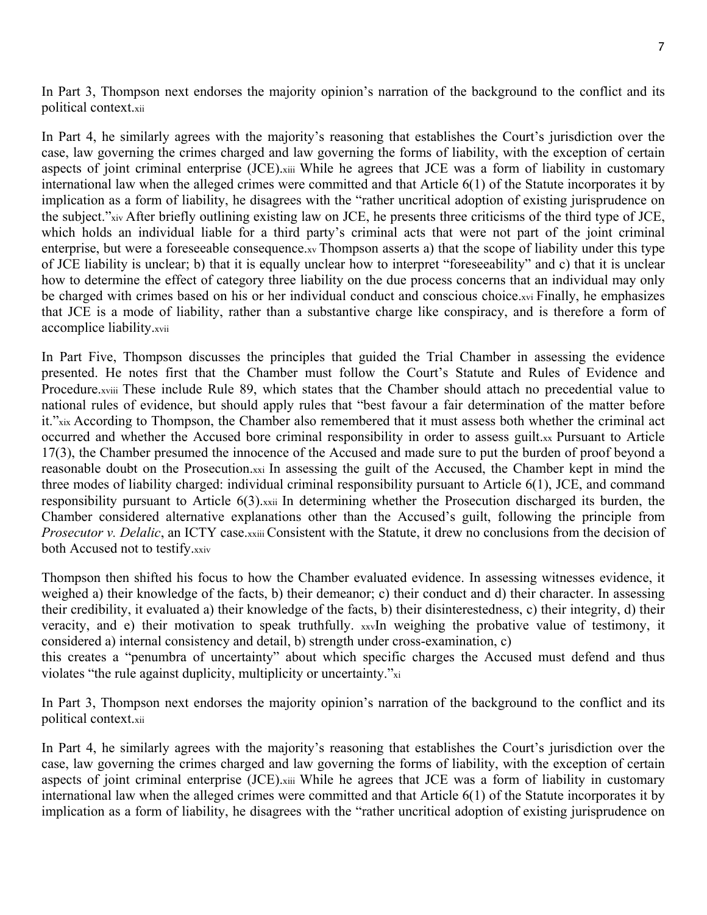In Part 3, Thompson next endorses the majority opinion's narration of the background to the conflict and its political context.[xii]

In Part 4, he similarly agrees with the majority's reasoning that establishes the Court's jurisdiction over the case, law governing the crimes charged and law governing the forms of liability, with the exception of certain aspects of joint criminal enterprise (JCE).[xiii] While he agrees that JCE was a form of liability in customary international law when the alleged crimes were committed and that Article 6(1) of the Statute incorporates it by implication as a form of liability, he disagrees with the "rather uncritical adoption of existing jurisprudence on the subject."[xiv] After briefly outlining existing law on JCE, he presents three criticisms of the third type of JCE, which holds an individual liable for a third party's criminal acts that were not part of the joint criminal enterprise, but were a foreseeable consequence.[xv] Thompson asserts a) that the scope of liability under this type of JCE liability is unclear; b) that it is equally unclear how to interpret "foreseeability" and c) that it is unclear how to determine the effect of category three liability on the due process concerns that an individual may only be charged with crimes based on his or her individual conduct and conscious choice.[xvi] Finally, he emphasizes that JCE is a mode of liability, rather than a substantive charge like conspiracy, and is therefore a form of accomplice liability.[xvii]

In Part Five, Thompson discusses the principles that guided the Trial Chamber in assessing the evidence presented. He notes first that the Chamber must follow the Court's Statute and Rules of Evidence and Procedure.[xviii] These include Rule 89, which states that the Chamber should attach no precedential value to national rules of evidence, but should apply rules that "best favour a fair determination of the matter before it."[xix] According to Thompson, the Chamber also remembered that it must assess both whether the criminal act occurred and whether the Accused bore criminal responsibility in order to assess guilt.[xx] Pursuant to Article 17(3), the Chamber presumed the innocence of the Accused and made sure to put the burden of proof beyond a reasonable doubt on the Prosecution.[xxi] In assessing the guilt of the Accused, the Chamber kept in mind the three modes of liability charged: individual criminal responsibility pursuant to Article 6(1), JCE, and command responsibility pursuant to Article 6(3).[xxii] In determining whether the Prosecution discharged its burden, the Chamber considered alternative explanations other than the Accused's guilt, following the principle from *Prosecutor v. Delalic*, an ICTY case.[xxiii] Consistent with the Statute, it drew no conclusions from the decision of both Accused not to testify.[xxiv]

Thompson then shifted his focus to how the Chamber evaluated evidence. In assessing witnesses evidence, it weighed a) their knowledge of the facts, b) their demeanor; c) their conduct and d) their character. In assessing their credibility, it evaluated a) their knowledge of the facts, b) their disinterestedness, c) their integrity, d) their veracity, and e) their motivation to speak truthfully. [xxv]In weighing the probative value of testimony, it considered a) internal consistency and detail, b) strength under cross-examination, c)

this creates a "penumbra of uncertainty" about which specific charges the Accused must defend and thus violates "the rule against duplicity, multiplicity or uncertainty."[xi]

In Part 3, Thompson next endorses the majority opinion's narration of the background to the conflict and its political context.[xii]

In Part 4, he similarly agrees with the majority's reasoning that establishes the Court's jurisdiction over the case, law governing the crimes charged and law governing the forms of liability, with the exception of certain aspects of joint criminal enterprise (JCE).[xiii] While he agrees that JCE was a form of liability in customary international law when the alleged crimes were committed and that Article 6(1) of the Statute incorporates it by implication as a form of liability, he disagrees with the "rather uncritical adoption of existing jurisprudence on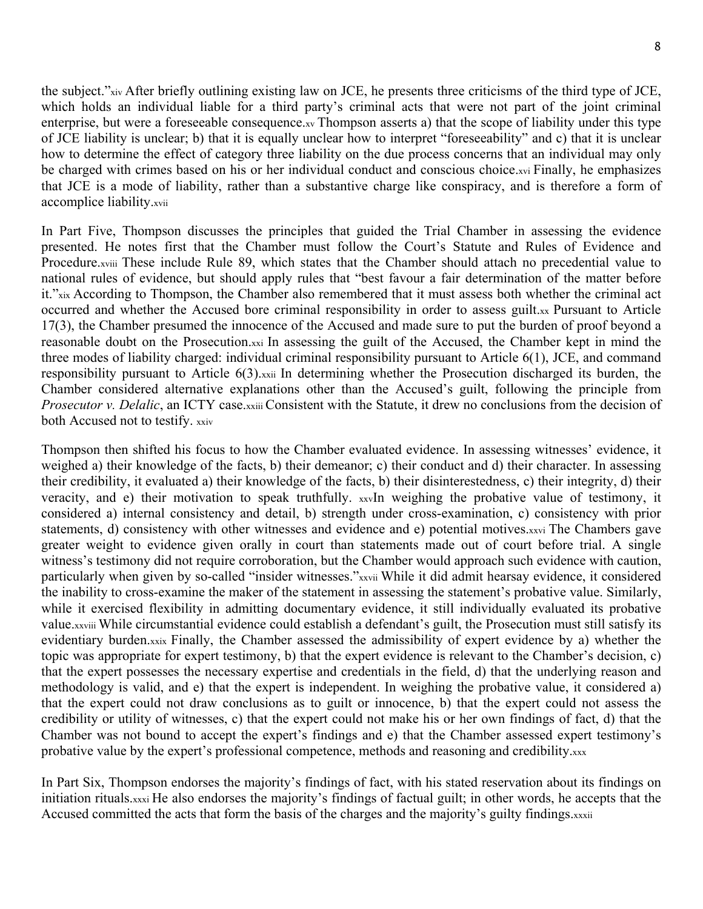the subject."[xiv] After briefly outlining existing law on JCE, he presents three criticisms of the third type of JCE, which holds an individual liable for a third party's criminal acts that were not part of the joint criminal enterprise, but were a foreseeable consequence.[xv] Thompson asserts a) that the scope of liability under this type of JCE liability is unclear; b) that it is equally unclear how to interpret "foreseeability" and c) that it is unclear how to determine the effect of category three liability on the due process concerns that an individual may only be charged with crimes based on his or her individual conduct and conscious choice.[xvi] Finally, he emphasizes that JCE is a mode of liability, rather than a substantive charge like conspiracy, and is therefore a form of accomplice liability.[xvii]

In Part Five, Thompson discusses the principles that guided the Trial Chamber in assessing the evidence presented. He notes first that the Chamber must follow the Court's Statute and Rules of Evidence and Procedure.[xviii] These include Rule 89, which states that the Chamber should attach no precedential value to national rules of evidence, but should apply rules that "best favour a fair determination of the matter before it."[xix] According to Thompson, the Chamber also remembered that it must assess both whether the criminal act occurred and whether the Accused bore criminal responsibility in order to assess guilt.[xx] Pursuant to Article 17(3), the Chamber presumed the innocence of the Accused and made sure to put the burden of proof beyond a reasonable doubt on the Prosecution.[xxi] In assessing the guilt of the Accused, the Chamber kept in mind the three modes of liability charged: individual criminal responsibility pursuant to Article 6(1), JCE, and command responsibility pursuant to Article 6(3).[xxii] In determining whether the Prosecution discharged its burden, the Chamber considered alternative explanations other than the Accused's guilt, following the principle from *Prosecutor v. Delalic*, an ICTY case.[xxiii] Consistent with the Statute, it drew no conclusions from the decision of both Accused not to testify. [xxiv]

Thompson then shifted his focus to how the Chamber evaluated evidence. In assessing witnesses' evidence, it weighed a) their knowledge of the facts, b) their demeanor; c) their conduct and d) their character. In assessing their credibility, it evaluated a) their knowledge of the facts, b) their disinterestedness, c) their integrity, d) their veracity, and e) their motivation to speak truthfully. [xxv]In weighing the probative value of testimony, it considered a) internal consistency and detail, b) strength under cross-examination, c) consistency with prior statements, d) consistency with other witnesses and evidence and e) potential motives.[xxvi] The Chambers gave greater weight to evidence given orally in court than statements made out of court before trial. A single witness's testimony did not require corroboration, but the Chamber would approach such evidence with caution, particularly when given by so-called "insider witnesses."[xxvii] While it did admit hearsay evidence, it considered the inability to cross-examine the maker of the statement in assessing the statement's probative value. Similarly, while it exercised flexibility in admitting documentary evidence, it still individually evaluated its probative value.[xxviii] While circumstantial evidence could establish a defendant's guilt, the Prosecution must still satisfy its evidentiary burden.[xxix] Finally, the Chamber assessed the admissibility of expert evidence by a) whether the topic was appropriate for expert testimony, b) that the expert evidence is relevant to the Chamber's decision, c) that the expert possesses the necessary expertise and credentials in the field, d) that the underlying reason and methodology is valid, and e) that the expert is independent. In weighing the probative value, it considered a) that the expert could not draw conclusions as to guilt or innocence, b) that the expert could not assess the credibility or utility of witnesses, c) that the expert could not make his or her own findings of fact, d) that the Chamber was not bound to accept the expert's findings and e) that the Chamber assessed expert testimony's probative value by the expert's professional competence, methods and reasoning and credibility.[xxx]

In Part Six, Thompson endorses the majority's findings of fact, with his stated reservation about its findings on initiation rituals.[xxxi] He also endorses the majority's findings of factual guilt; in other words, he accepts that the Accused committed the acts that form the basis of the charges and the majority's guilty findings.[xxxii]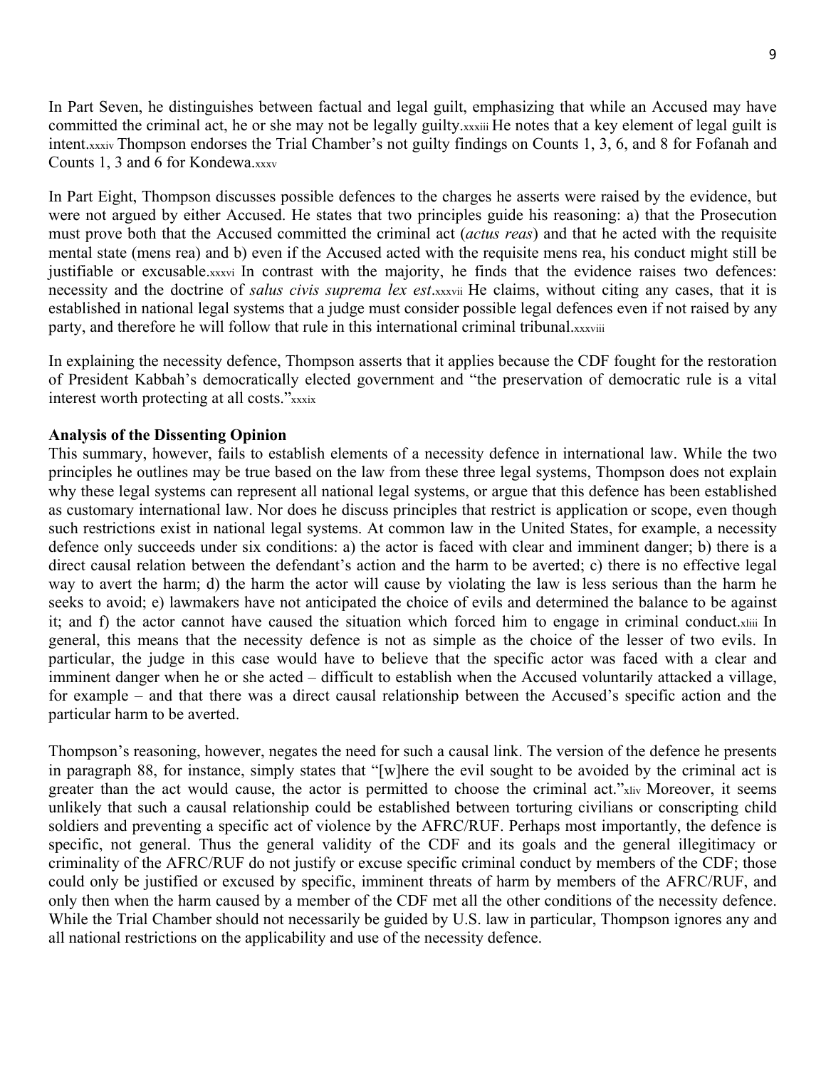In Part Seven, he distinguishes between factual and legal guilt, emphasizing that while an Accused may have committed the criminal act, he or she may not be legally guilty.[xxxiii] He notes that a key element of legal guilt is intent.[xxxiv] Thompson endorses the Trial Chamber's not guilty findings on Counts 1, 3, 6, and 8 for Fofanah and Counts 1, 3 and 6 for Kondewa.[xxxv]

In Part Eight, Thompson discusses possible defences to the charges he asserts were raised by the evidence, but were not argued by either Accused. He states that two principles guide his reasoning: a) that the Prosecution must prove both that the Accused committed the criminal act (*actus reas*) and that he acted with the requisite mental state (mens rea) and b) even if the Accused acted with the requisite mens rea, his conduct might still be justifiable or excusable.[xxxvi] In contrast with the majority, he finds that the evidence raises two defences: necessity and the doctrine of *salus civis suprema lex est*.[xxxvii] He claims, without citing any cases, that it is established in national legal systems that a judge must consider possible legal defences even if not raised by any party, and therefore he will follow that rule in this international criminal tribunal.[xxxviii]

In explaining the necessity defence, Thompson asserts that it applies because the CDF fought for the restoration of President Kabbah's democratically elected government and "the preservation of democratic rule is a vital interest worth protecting at all costs."[xxxix]

**Analysis of the Dissenting Opinion**

This summary, however, fails to establish elements of a necessity defence in international law. While the two principles he outlines may be true based on the law from these three legal systems, Thompson does not explain why these legal systems can represent all national legal systems, or argue that this defence has been established as customary international law. Nor does he discuss principles that restrict is application or scope, even though such restrictions exist in national legal systems. At common law in the United States, for example, a necessity defence only succeeds under six conditions: a) the actor is faced with clear and imminent danger; b) there is a direct causal relation between the defendant's action and the harm to be averted; c) there is no effective legal way to avert the harm; d) the harm the actor will cause by violating the law is less serious than the harm he seeks to avoid; e) lawmakers have not anticipated the choice of evils and determined the balance to be against it; and f) the actor cannot have caused the situation which forced him to engage in criminal conduct.[xliii] In general, this means that the necessity defence is not as simple as the choice of the lesser of two evils. In particular, the judge in this case would have to believe that the specific actor was faced with a clear and imminent danger when he or she acted – difficult to establish when the Accused voluntarily attacked a village, for example – and that there was a direct causal relationship between the Accused's specific action and the particular harm to be averted.

Thompson's reasoning, however, negates the need for such a causal link. The version of the defence he presents in paragraph 88, for instance, simply states that "[w]here the evil sought to be avoided by the criminal act is greater than the act would cause, the actor is permitted to choose the criminal act."[xliv] Moreover, it seems unlikely that such a causal relationship could be established between torturing civilians or conscripting child soldiers and preventing a specific act of violence by the AFRC/RUF. Perhaps most importantly, the defence is specific, not general. Thus the general validity of the CDF and its goals and the general illegitimacy or criminality of the AFRC/RUF do not justify or excuse specific criminal conduct by members of the CDF; those could only be justified or excused by specific, imminent threats of harm by members of the AFRC/RUF, and only then when the harm caused by a member of the CDF met all the other conditions of the necessity defence. While the Trial Chamber should not necessarily be guided by U.S. law in particular, Thompson ignores any and all national restrictions on the applicability and use of the necessity defence.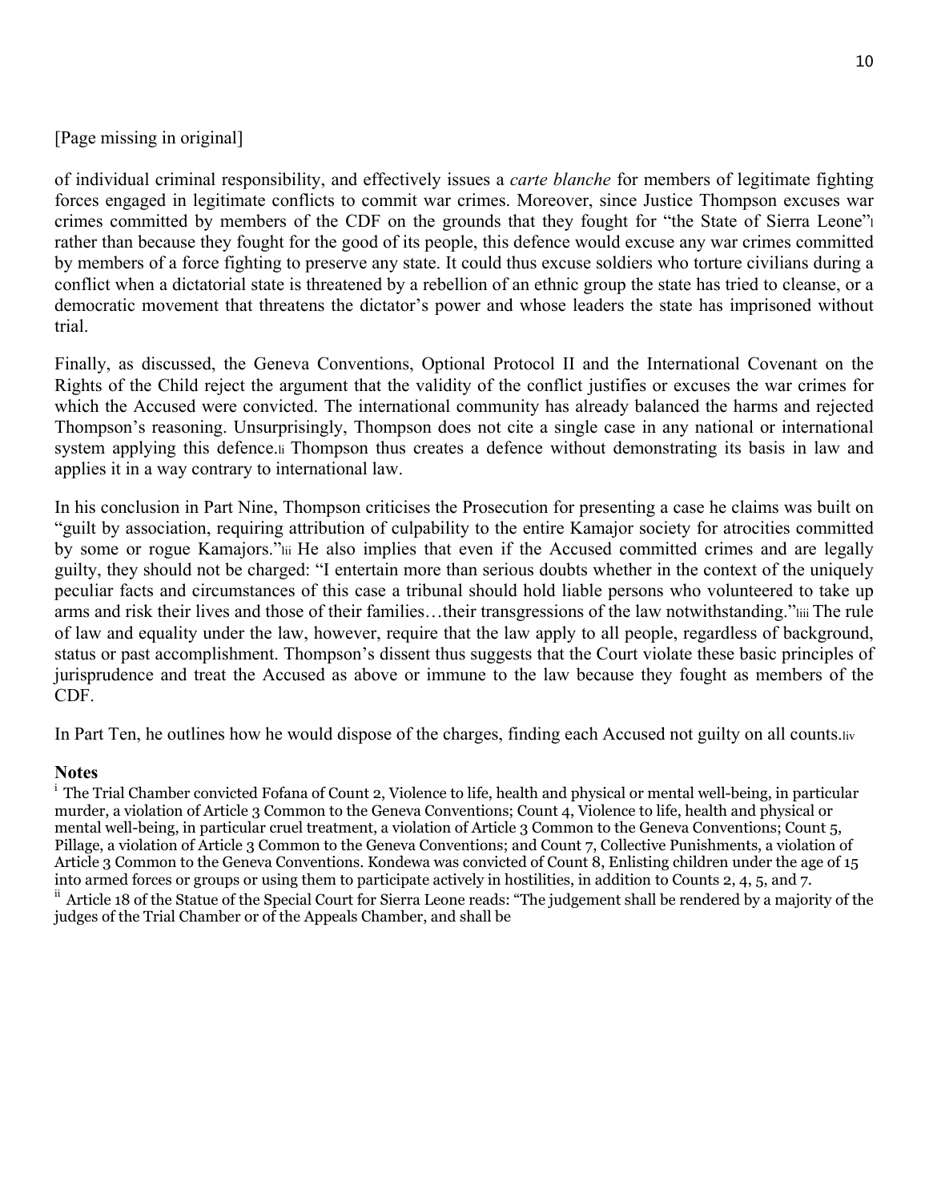[Page missing in original]

of individual criminal responsibility, and effectively issues a *carte blanche* for members of legitimate fighting forces engaged in legitimate conflicts to commit war crimes. Moreover, since Justice Thompson excuses war crimes committed by members of the CDF on the grounds that they fought for "the State of Sierra Leone"[l] rather than because they fought for the good of its people, this defence would excuse any war crimes committed by members of a force fighting to preserve any state. It could thus excuse soldiers who torture civilians during a conflict when a dictatorial state is threatened by a rebellion of an ethnic group the state has tried to cleanse, or a democratic movement that threatens the dictator's power and whose leaders the state has imprisoned without trial.

Finally, as discussed, the Geneva Conventions, Optional Protocol II and the International Covenant on the Rights of the Child reject the argument that the validity of the conflict justifies or excuses the war crimes for which the Accused were convicted. The international community has already balanced the harms and rejected Thompson's reasoning. Unsurprisingly, Thompson does not cite a single case in any national or international system applying this defence.[li] Thompson thus creates a defence without demonstrating its basis in law and applies it in a way contrary to international law.

In his conclusion in Part Nine, Thompson criticises the Prosecution for presenting a case he claims was built on "guilt by association, requiring attribution of culpability to the entire Kamajor society for atrocities committed by some or rogue Kamajors."[lii] He also implies that even if the Accused committed crimes and are legally guilty, they should not be charged: "I entertain more than serious doubts whether in the context of the uniquely peculiar facts and circumstances of this case a tribunal should hold liable persons who volunteered to take up arms and risk their lives and those of their families…their transgressions of the law notwithstanding."[liii] The rule of law and equality under the law, however, require that the law apply to all people, regardless of background, status or past accomplishment. Thompson's dissent thus suggests that the Court violate these basic principles of jurisprudence and treat the Accused as above or immune to the law because they fought as members of the CDF.

In Part Ten, he outlines how he would dispose of the charges, finding each Accused not guilty on all counts.[liv]

## Notes

[i] The Trial Chamber convicted Fofana of Count 2, Violence to life, health and physical or mental well-being, in particular murder, a violation of Article 3 Common to the Geneva Conventions; Count 4, Violence to life, health and physical or mental well-being, in particular cruel treatment, a violation of Article 3 Common to the Geneva Conventions; Count 5, Pillage, a violation of Article 3 Common to the Geneva Conventions; and Count 7, Collective Punishments, a violation of Article 3 Common to the Geneva Conventions. Kondewa was convicted of Count 8, Enlisting children under the age of 15 into armed forces or groups or using them to participate actively in hostilities, in addition to Counts 2, 4, 5, and 7.

[ii] Article 18 of the Statue of the Special Court for Sierra Leone reads: "The judgement shall be rendered by a majority of the judges of the Trial Chamber or of the Appeals Chamber, and shall be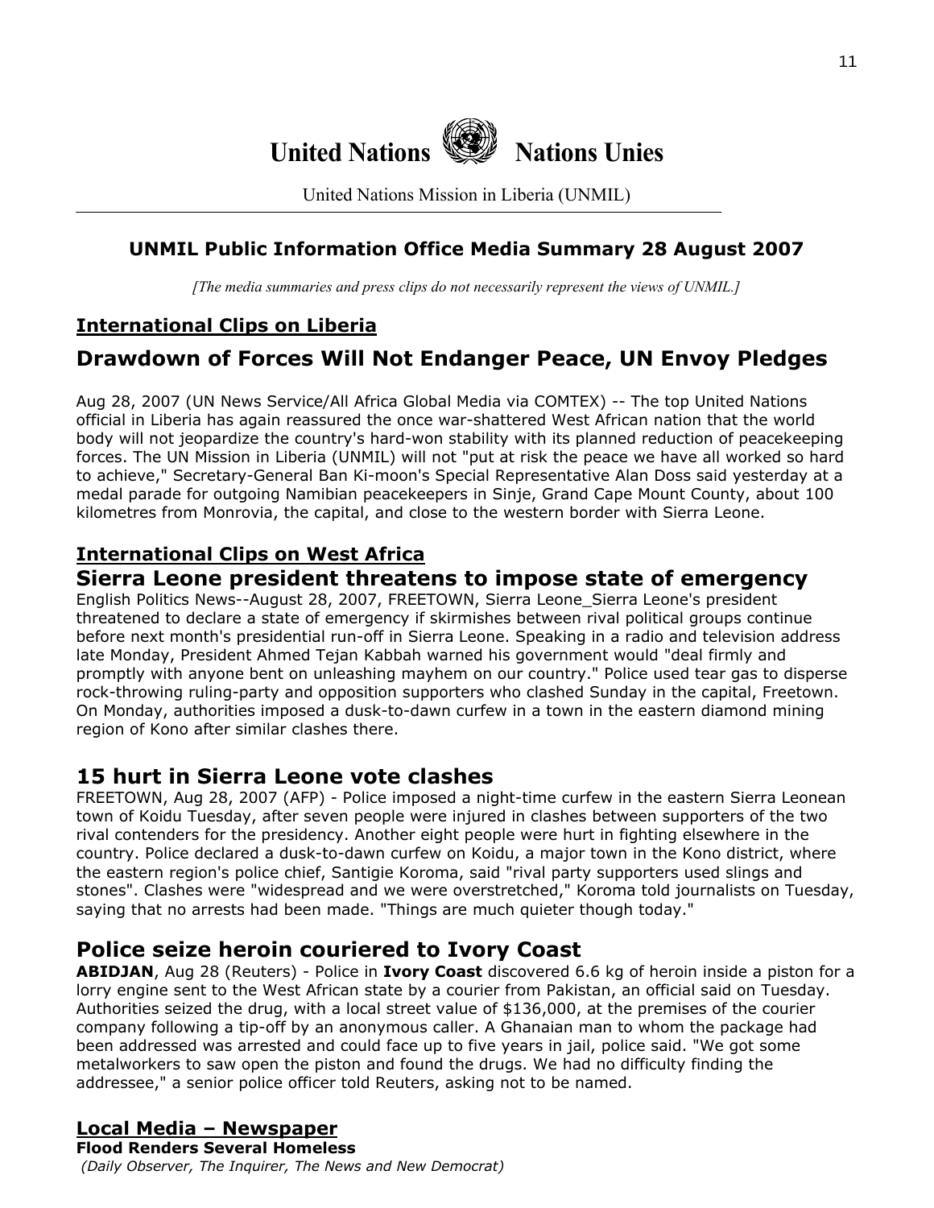**United Nations** **Nations Unies**

United Nations Mission in Liberia (UNMIL)

## UNMIL Public Information Office Media Summary 28 August 2007

*[The media summaries and press clips do not necessarily represent the views of UNMIL.]*

### International Clips on Liberia

## Drawdown of Forces Will Not Endanger Peace, UN Envoy Pledges

Aug 28, 2007 (UN News Service/All Africa Global Media via COMTEX) -- The top United Nations official in Liberia has again reassured the once war-shattered West African nation that the world body will not jeopardize the country's hard-won stability with its planned reduction of peacekeeping forces. The UN Mission in Liberia (UNMIL) will not "put at risk the peace we have all worked so hard to achieve," Secretary-General Ban Ki-moon's Special Representative Alan Doss said yesterday at a medal parade for outgoing Namibian peacekeepers in Sinje, Grand Cape Mount County, about 100 kilometres from Monrovia, the capital, and close to the western border with Sierra Leone.

### International Clips on West Africa

## Sierra Leone president threatens to impose state of emergency

English Politics News--August 28, 2007, FREETOWN, Sierra Leone_Sierra Leone's president threatened to declare a state of emergency if skirmishes between rival political groups continue before next month's presidential run-off in Sierra Leone. Speaking in a radio and television address late Monday, President Ahmed Tejan Kabbah warned his government would "deal firmly and promptly with anyone bent on unleashing mayhem on our country." Police used tear gas to disperse rock-throwing ruling-party and opposition supporters who clashed Sunday in the capital, Freetown. On Monday, authorities imposed a dusk-to-dawn curfew in a town in the eastern diamond mining region of Kono after similar clashes there.

## 15 hurt in Sierra Leone vote clashes

FREETOWN, Aug 28, 2007 (AFP) - Police imposed a night-time curfew in the eastern Sierra Leonean town of Koidu Tuesday, after seven people were injured in clashes between supporters of the two rival contenders for the presidency. Another eight people were hurt in fighting elsewhere in the country. Police declared a dusk-to-dawn curfew on Koidu, a major town in the Kono district, where the eastern region's police chief, Santigie Koroma, said "rival party supporters used slings and stones". Clashes were "widespread and we were overstretched," Koroma told journalists on Tuesday, saying that no arrests had been made. "Things are much quieter though today."

## Police seize heroin couriered to Ivory Coast

**ABIDJAN**, Aug 28 (Reuters) - Police in **Ivory Coast** discovered 6.6 kg of heroin inside a piston for a lorry engine sent to the West African state by a courier from Pakistan, an official said on Tuesday. Authorities seized the drug, with a local street value of $136,000, at the premises of the courier company following a tip-off by an anonymous caller. A Ghanaian man to whom the package had been addressed was arrested and could face up to five years in jail, police said. "We got some metalworkers to saw open the piston and found the drugs. We had no difficulty finding the addressee," a senior police officer told Reuters, asking not to be named.

### Local Media – Newspaper

**Flood Renders Several Homeless**

*(Daily Observer, The Inquirer, The News and New Democrat)*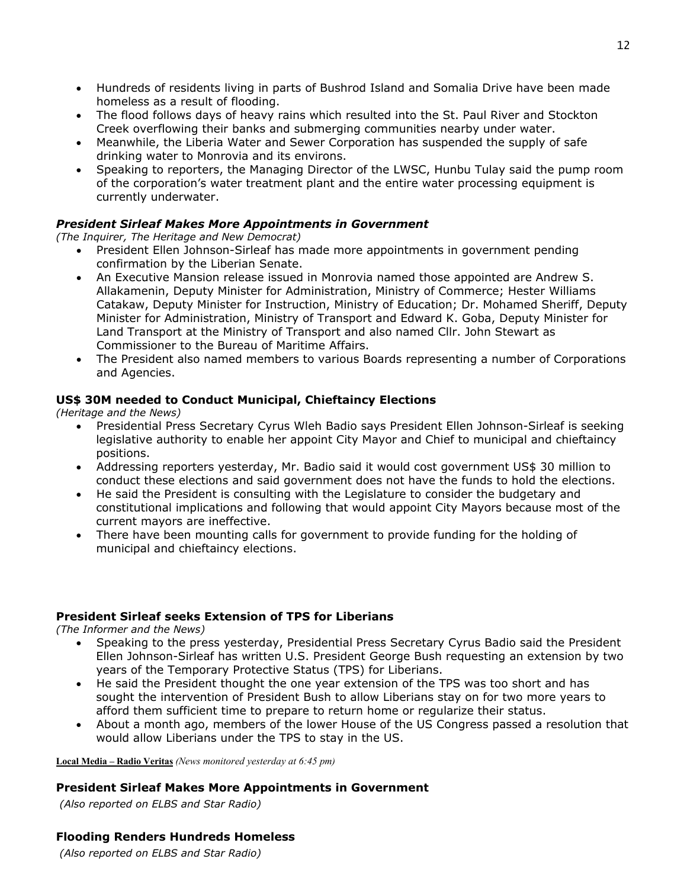- Hundreds of residents living in parts of Bushrod Island and Somalia Drive have been made homeless as a result of flooding.
- The flood follows days of heavy rains which resulted into the St. Paul River and Stockton Creek overflowing their banks and submerging communities nearby under water.
- Meanwhile, the Liberia Water and Sewer Corporation has suspended the supply of safe drinking water to Monrovia and its environs.
- Speaking to reporters, the Managing Director of the LWSC, Hunbu Tulay said the pump room of the corporation's water treatment plant and the entire water processing equipment is currently underwater.

### *President Sirleaf Makes More Appointments in Government*

*(The Inquirer, The Heritage and New Democrat)*

- President Ellen Johnson-Sirleaf has made more appointments in government pending confirmation by the Liberian Senate.
- An Executive Mansion release issued in Monrovia named those appointed are Andrew S. Allakamenin, Deputy Minister for Administration, Ministry of Commerce; Hester Williams Catakaw, Deputy Minister for Instruction, Ministry of Education; Dr. Mohamed Sheriff, Deputy Minister for Administration, Ministry of Transport and Edward K. Goba, Deputy Minister for Land Transport at the Ministry of Transport and also named Cllr. John Stewart as Commissioner to the Bureau of Maritime Affairs.
- The President also named members to various Boards representing a number of Corporations and Agencies.

### US$ 30M needed to Conduct Municipal, Chieftaincy Elections

*(Heritage and the News)*

- Presidential Press Secretary Cyrus Wleh Badio says President Ellen Johnson-Sirleaf is seeking legislative authority to enable her appoint City Mayor and Chief to municipal and chieftaincy positions.
- Addressing reporters yesterday, Mr. Badio said it would cost government US$ 30 million to conduct these elections and said government does not have the funds to hold the elections.
- He said the President is consulting with the Legislature to consider the budgetary and constitutional implications and following that would appoint City Mayors because most of the current mayors are ineffective.
- There have been mounting calls for government to provide funding for the holding of municipal and chieftaincy elections.

### President Sirleaf seeks Extension of TPS for Liberians

*(The Informer and the News)*

- Speaking to the press yesterday, Presidential Press Secretary Cyrus Badio said the President Ellen Johnson-Sirleaf has written U.S. President George Bush requesting an extension by two years of the Temporary Protective Status (TPS) for Liberians.
- He said the President thought the one year extension of the TPS was too short and has sought the intervention of President Bush to allow Liberians stay on for two more years to afford them sufficient time to prepare to return home or regularize their status.
- About a month ago, members of the lower House of the US Congress passed a resolution that would allow Liberians under the TPS to stay in the US.

**Local Media – Radio Veritas** *(News monitored yesterday at 6:45 pm)*

### President Sirleaf Makes More Appointments in Government

*(Also reported on ELBS and Star Radio)*

### Flooding Renders Hundreds Homeless

*(Also reported on ELBS and Star Radio)*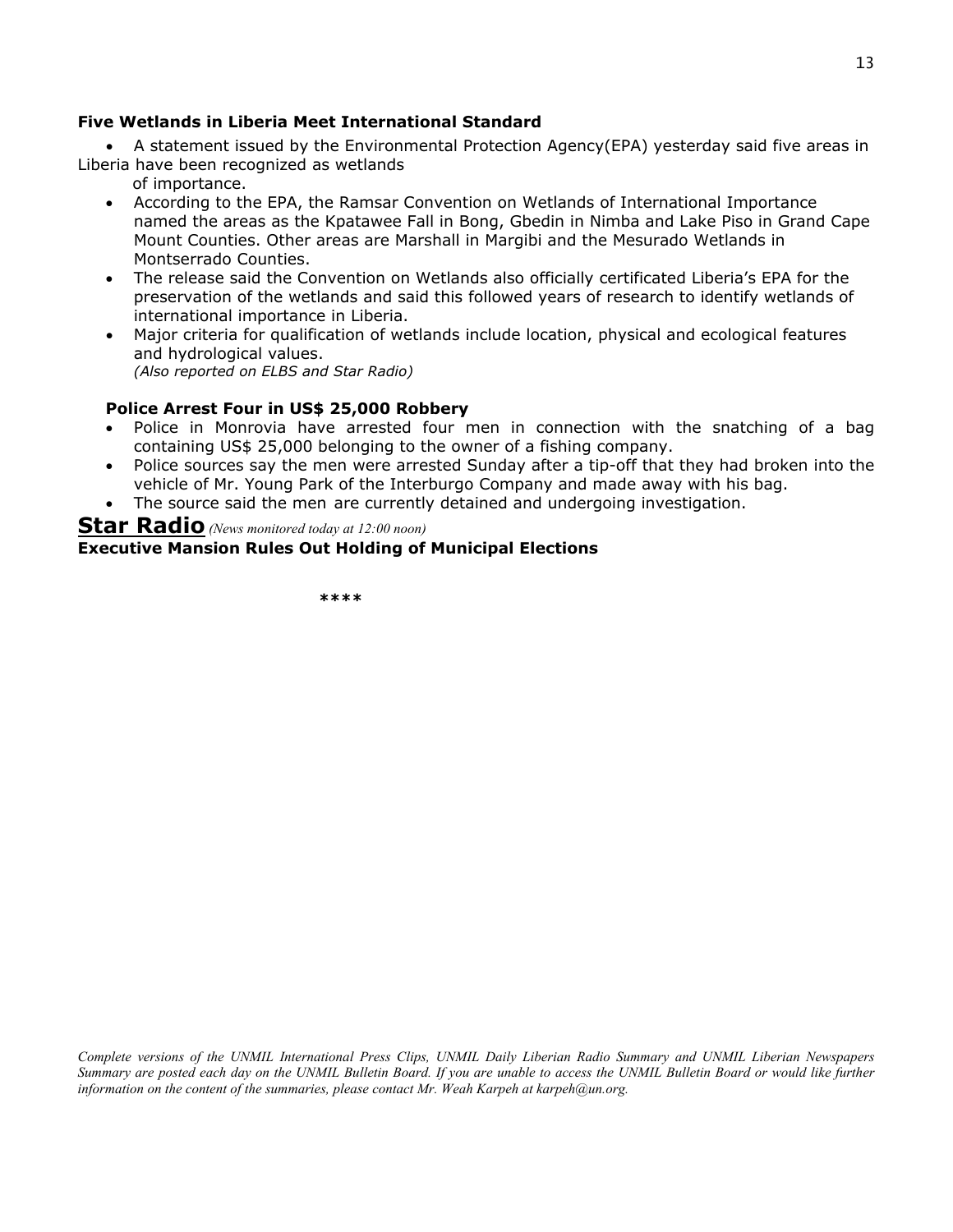**Five Wetlands in Liberia Meet International Standard**

- A statement issued by the Environmental Protection Agency(EPA) yesterday said five areas in Liberia have been recognized as wetlands of importance.
- According to the EPA, the Ramsar Convention on Wetlands of International Importance named the areas as the Kpatawee Fall in Bong, Gbedin in Nimba and Lake Piso in Grand Cape Mount Counties. Other areas are Marshall in Margibi and the Mesurado Wetlands in Montserrado Counties.
- The release said the Convention on Wetlands also officially certificated Liberia's EPA for the preservation of the wetlands and said this followed years of research to identify wetlands of international importance in Liberia.
- Major criteria for qualification of wetlands include location, physical and ecological features and hydrological values.

  *(Also reported on ELBS and Star Radio)*

**Police Arrest Four in US$ 25,000 Robbery**

- Police in Monrovia have arrested four men in connection with the snatching of a bag containing US$ 25,000 belonging to the owner of a fishing company.
- Police sources say the men were arrested Sunday after a tip-off that they had broken into the vehicle of Mr. Young Park of the Interburgo Company and made away with his bag.
- The source said the men are currently detained and undergoing investigation.

## Star Radio *(News monitored today at 12:00 noon)*

**Executive Mansion Rules Out Holding of Municipal Elections**

****

*Complete versions of the UNMIL International Press Clips, UNMIL Daily Liberian Radio Summary and UNMIL Liberian Newspapers Summary are posted each day on the UNMIL Bulletin Board. If you are unable to access the UNMIL Bulletin Board or would like further information on the content of the summaries, please contact Mr. Weah Karpeh at karpeh@un.org.*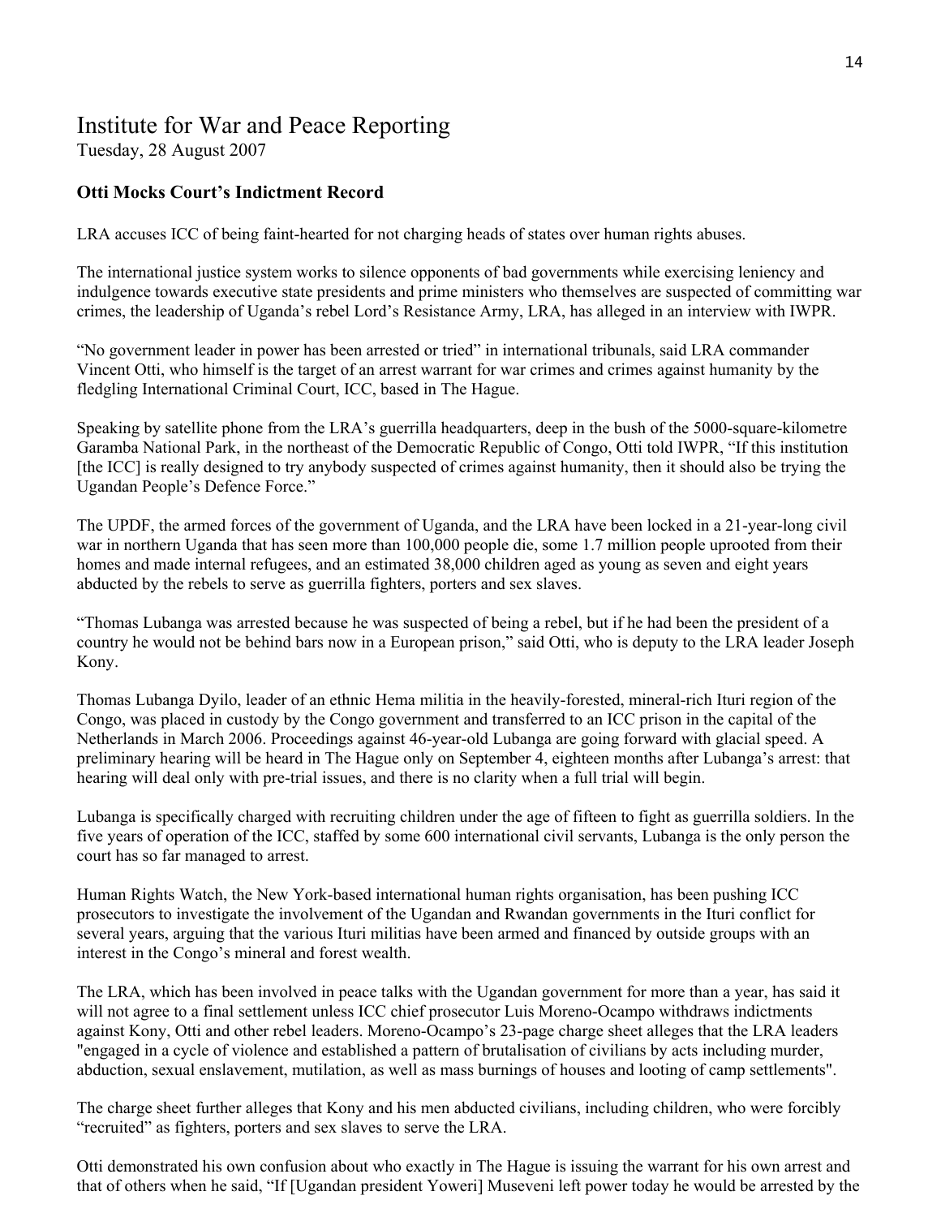# Institute for War and Peace Reporting

Tuesday, 28 August 2007

**Otti Mocks Court's Indictment Record**

LRA accuses ICC of being faint-hearted for not charging heads of states over human rights abuses.

The international justice system works to silence opponents of bad governments while exercising leniency and indulgence towards executive state presidents and prime ministers who themselves are suspected of committing war crimes, the leadership of Uganda's rebel Lord's Resistance Army, LRA, has alleged in an interview with IWPR.

"No government leader in power has been arrested or tried" in international tribunals, said LRA commander Vincent Otti, who himself is the target of an arrest warrant for war crimes and crimes against humanity by the fledgling International Criminal Court, ICC, based in The Hague.

Speaking by satellite phone from the LRA's guerrilla headquarters, deep in the bush of the 5000-square-kilometre Garamba National Park, in the northeast of the Democratic Republic of Congo, Otti told IWPR, "If this institution [the ICC] is really designed to try anybody suspected of crimes against humanity, then it should also be trying the Ugandan People's Defence Force."

The UPDF, the armed forces of the government of Uganda, and the LRA have been locked in a 21-year-long civil war in northern Uganda that has seen more than 100,000 people die, some 1.7 million people uprooted from their homes and made internal refugees, and an estimated 38,000 children aged as young as seven and eight years abducted by the rebels to serve as guerrilla fighters, porters and sex slaves.

"Thomas Lubanga was arrested because he was suspected of being a rebel, but if he had been the president of a country he would not be behind bars now in a European prison," said Otti, who is deputy to the LRA leader Joseph Kony.

Thomas Lubanga Dyilo, leader of an ethnic Hema militia in the heavily-forested, mineral-rich Ituri region of the Congo, was placed in custody by the Congo government and transferred to an ICC prison in the capital of the Netherlands in March 2006. Proceedings against 46-year-old Lubanga are going forward with glacial speed. A preliminary hearing will be heard in The Hague only on September 4, eighteen months after Lubanga's arrest: that hearing will deal only with pre-trial issues, and there is no clarity when a full trial will begin.

Lubanga is specifically charged with recruiting children under the age of fifteen to fight as guerrilla soldiers. In the five years of operation of the ICC, staffed by some 600 international civil servants, Lubanga is the only person the court has so far managed to arrest.

Human Rights Watch, the New York-based international human rights organisation, has been pushing ICC prosecutors to investigate the involvement of the Ugandan and Rwandan governments in the Ituri conflict for several years, arguing that the various Ituri militias have been armed and financed by outside groups with an interest in the Congo's mineral and forest wealth.

The LRA, which has been involved in peace talks with the Ugandan government for more than a year, has said it will not agree to a final settlement unless ICC chief prosecutor Luis Moreno-Ocampo withdraws indictments against Kony, Otti and other rebel leaders. Moreno-Ocampo's 23-page charge sheet alleges that the LRA leaders "engaged in a cycle of violence and established a pattern of brutalisation of civilians by acts including murder, abduction, sexual enslavement, mutilation, as well as mass burnings of houses and looting of camp settlements".

The charge sheet further alleges that Kony and his men abducted civilians, including children, who were forcibly "recruited" as fighters, porters and sex slaves to serve the LRA.

Otti demonstrated his own confusion about who exactly in The Hague is issuing the warrant for his own arrest and that of others when he said, "If [Ugandan president Yoweri] Museveni left power today he would be arrested by the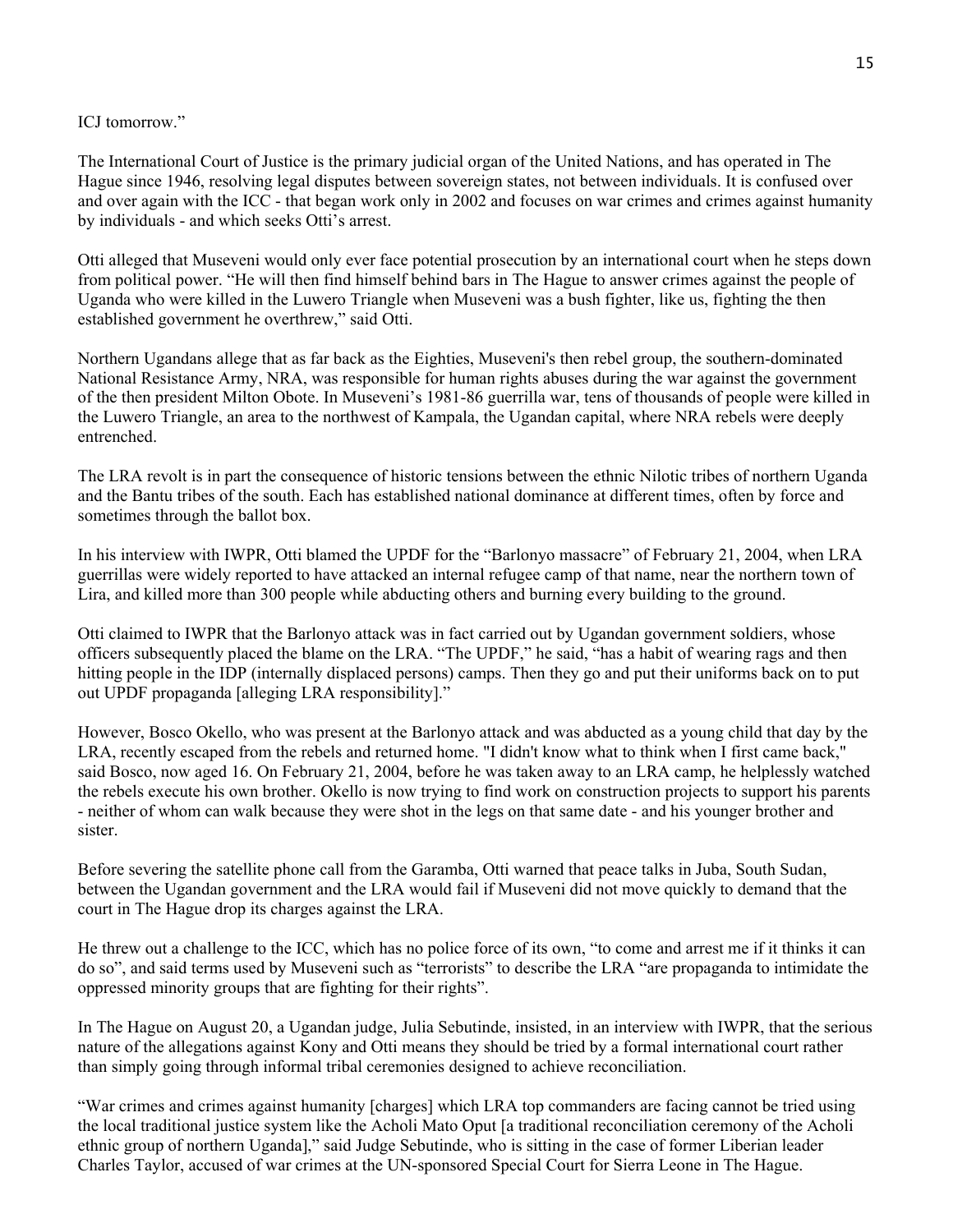ICJ tomorrow."

The International Court of Justice is the primary judicial organ of the United Nations, and has operated in The Hague since 1946, resolving legal disputes between sovereign states, not between individuals. It is confused over and over again with the ICC - that began work only in 2002 and focuses on war crimes and crimes against humanity by individuals - and which seeks Otti's arrest.

Otti alleged that Museveni would only ever face potential prosecution by an international court when he steps down from political power. "He will then find himself behind bars in The Hague to answer crimes against the people of Uganda who were killed in the Luwero Triangle when Museveni was a bush fighter, like us, fighting the then established government he overthrew," said Otti.

Northern Ugandans allege that as far back as the Eighties, Museveni's then rebel group, the southern-dominated National Resistance Army, NRA, was responsible for human rights abuses during the war against the government of the then president Milton Obote. In Museveni's 1981-86 guerrilla war, tens of thousands of people were killed in the Luwero Triangle, an area to the northwest of Kampala, the Ugandan capital, where NRA rebels were deeply entrenched.

The LRA revolt is in part the consequence of historic tensions between the ethnic Nilotic tribes of northern Uganda and the Bantu tribes of the south. Each has established national dominance at different times, often by force and sometimes through the ballot box.

In his interview with IWPR, Otti blamed the UPDF for the "Barlonyo massacre" of February 21, 2004, when LRA guerrillas were widely reported to have attacked an internal refugee camp of that name, near the northern town of Lira, and killed more than 300 people while abducting others and burning every building to the ground.

Otti claimed to IWPR that the Barlonyo attack was in fact carried out by Ugandan government soldiers, whose officers subsequently placed the blame on the LRA. "The UPDF," he said, "has a habit of wearing rags and then hitting people in the IDP (internally displaced persons) camps. Then they go and put their uniforms back on to put out UPDF propaganda [alleging LRA responsibility]."

However, Bosco Okello, who was present at the Barlonyo attack and was abducted as a young child that day by the LRA, recently escaped from the rebels and returned home. "I didn't know what to think when I first came back," said Bosco, now aged 16. On February 21, 2004, before he was taken away to an LRA camp, he helplessly watched the rebels execute his own brother. Okello is now trying to find work on construction projects to support his parents - neither of whom can walk because they were shot in the legs on that same date - and his younger brother and sister.

Before severing the satellite phone call from the Garamba, Otti warned that peace talks in Juba, South Sudan, between the Ugandan government and the LRA would fail if Museveni did not move quickly to demand that the court in The Hague drop its charges against the LRA.

He threw out a challenge to the ICC, which has no police force of its own, "to come and arrest me if it thinks it can do so", and said terms used by Museveni such as "terrorists" to describe the LRA "are propaganda to intimidate the oppressed minority groups that are fighting for their rights".

In The Hague on August 20, a Ugandan judge, Julia Sebutinde, insisted, in an interview with IWPR, that the serious nature of the allegations against Kony and Otti means they should be tried by a formal international court rather than simply going through informal tribal ceremonies designed to achieve reconciliation.

"War crimes and crimes against humanity [charges] which LRA top commanders are facing cannot be tried using the local traditional justice system like the Acholi Mato Oput [a traditional reconciliation ceremony of the Acholi ethnic group of northern Uganda]," said Judge Sebutinde, who is sitting in the case of former Liberian leader Charles Taylor, accused of war crimes at the UN-sponsored Special Court for Sierra Leone in The Hague.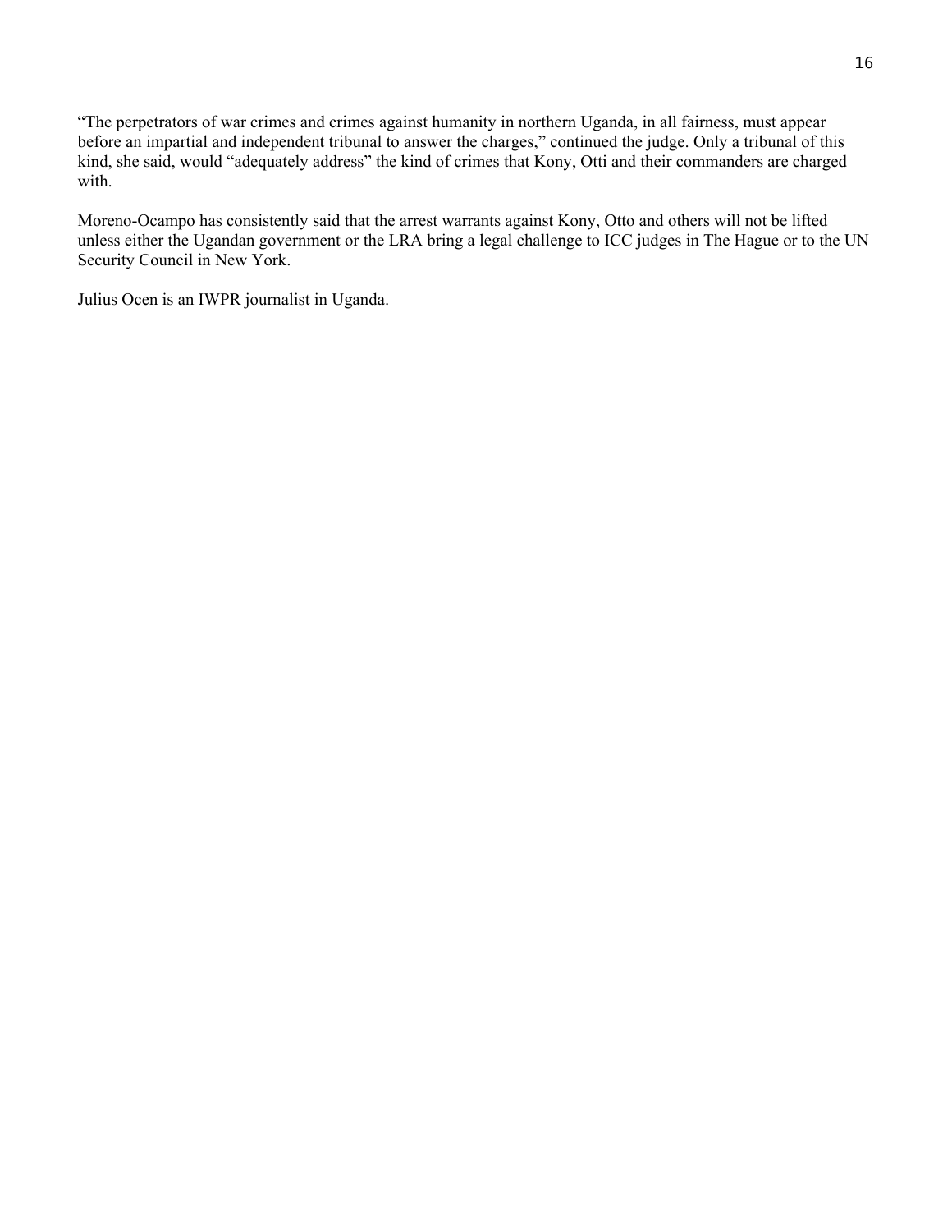"The perpetrators of war crimes and crimes against humanity in northern Uganda, in all fairness, must appear before an impartial and independent tribunal to answer the charges," continued the judge. Only a tribunal of this kind, she said, would "adequately address" the kind of crimes that Kony, Otti and their commanders are charged with.

Moreno-Ocampo has consistently said that the arrest warrants against Kony, Otto and others will not be lifted unless either the Ugandan government or the LRA bring a legal challenge to ICC judges in The Hague or to the UN Security Council in New York.

Julius Ocen is an IWPR journalist in Uganda.